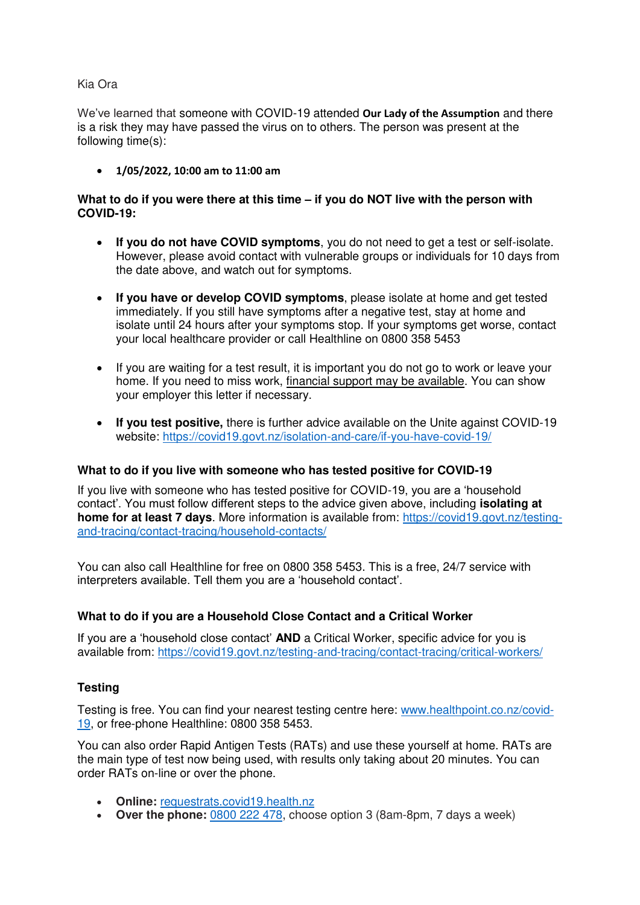Kia Ora

We've learned that someone with COVID-19 attended **Our Lady of the Assumption** and there is a risk they may have passed the virus on to others. The person was present at the following time(s):

- **1/05/2022, 10:00 am to 11:00 am**

**What to do if you were there at this time – if you do NOT live with the person with COVID-19:**

- **If you do not have COVID symptoms**, you do not need to get a test or self-isolate. However, please avoid contact with vulnerable groups or individuals for 10 days from the date above, and watch out for symptoms.

- **If you have or develop COVID symptoms**, please isolate at home and get tested immediately. If you still have symptoms after a negative test, stay at home and isolate until 24 hours after your symptoms stop. If your symptoms get worse, contact your local healthcare provider or call Healthline on 0800 358 5453

- If you are waiting for a test result, it is important you do not go to work or leave your home. If you need to miss work, financial support may be available. You can show your employer this letter if necessary.

- **If you test positive,** there is further advice available on the Unite against COVID-19 website: https://covid19.govt.nz/isolation-and-care/if-you-have-covid-19/

**What to do if you live with someone who has tested positive for COVID-19**

If you live with someone who has tested positive for COVID-19, you are a 'household contact'. You must follow different steps to the advice given above, including **isolating at home for at least 7 days**. More information is available from: https://covid19.govt.nz/testing-and-tracing/contact-tracing/household-contacts/

You can also call Healthline for free on 0800 358 5453. This is a free, 24/7 service with interpreters available. Tell them you are a 'household contact'.

**What to do if you are a Household Close Contact and a Critical Worker**

If you are a 'household close contact' **AND** a Critical Worker, specific advice for you is available from: https://covid19.govt.nz/testing-and-tracing/contact-tracing/critical-workers/

**Testing**

Testing is free. You can find your nearest testing centre here: www.healthpoint.co.nz/covid-19, or free-phone Healthline: 0800 358 5453.

You can also order Rapid Antigen Tests (RATs) and use these yourself at home. RATs are the main type of test now being used, with results only taking about 20 minutes. You can order RATs on-line or over the phone.

- **Online:** requestrats.covid19.health.nz
- **Over the phone:** 0800 222 478, choose option 3 (8am-8pm, 7 days a week)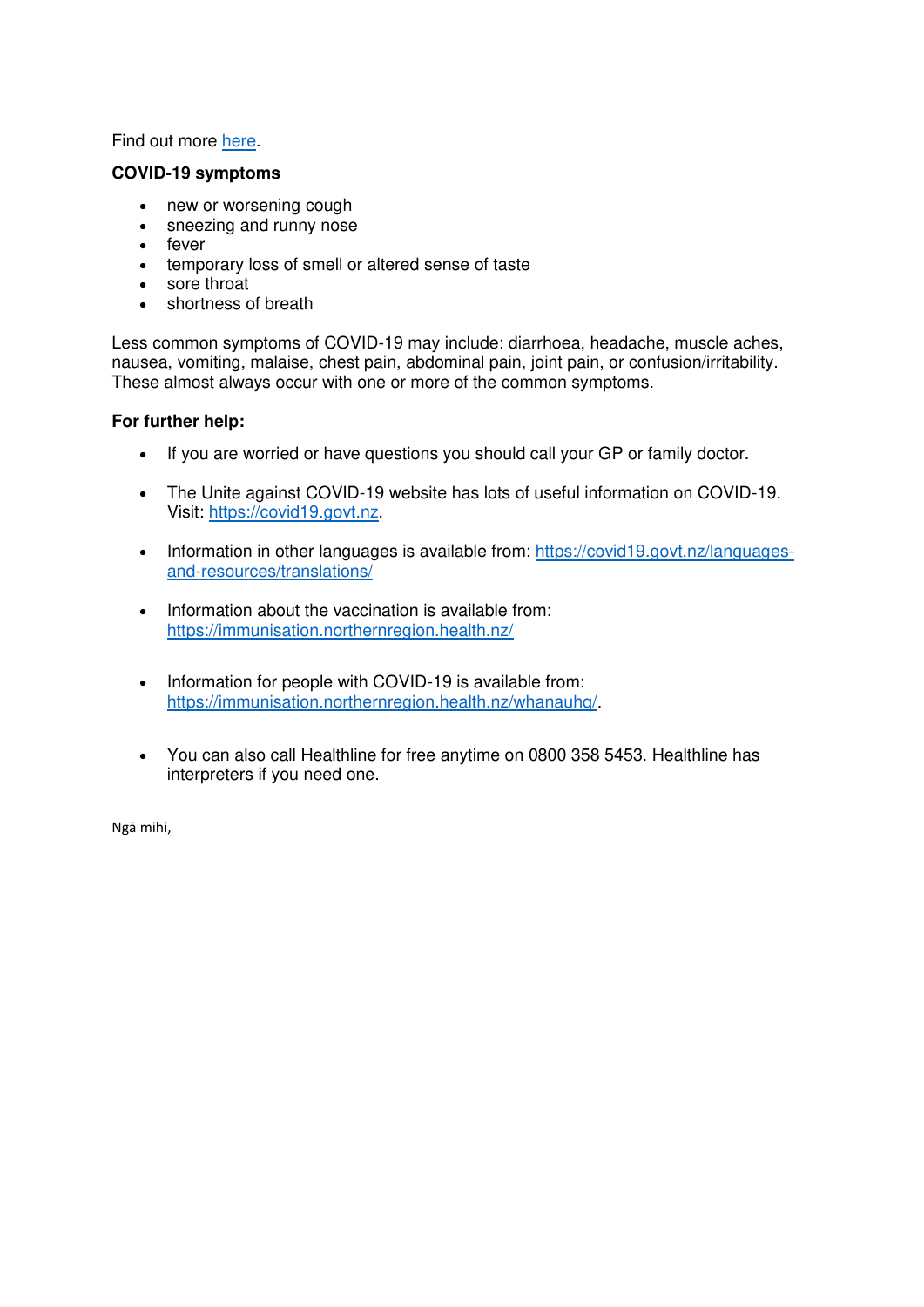Find out more here.

**COVID-19 symptoms**

- new or worsening cough
- sneezing and runny nose
- fever
- temporary loss of smell or altered sense of taste
- sore throat
- shortness of breath

Less common symptoms of COVID-19 may include: diarrhoea, headache, muscle aches, nausea, vomiting, malaise, chest pain, abdominal pain, joint pain, or confusion/irritability. These almost always occur with one or more of the common symptoms.

**For further help:**

- If you are worried or have questions you should call your GP or family doctor.
- The Unite against COVID-19 website has lots of useful information on COVID-19. Visit: https://covid19.govt.nz.
- Information in other languages is available from: https://covid19.govt.nz/languages-and-resources/translations/
- Information about the vaccination is available from: https://immunisation.northernregion.health.nz/
- Information for people with COVID-19 is available from: https://immunisation.northernregion.health.nz/whanauhq/.
- You can also call Healthline for free anytime on 0800 358 5453. Healthline has interpreters if you need one.

Ngā mihi,